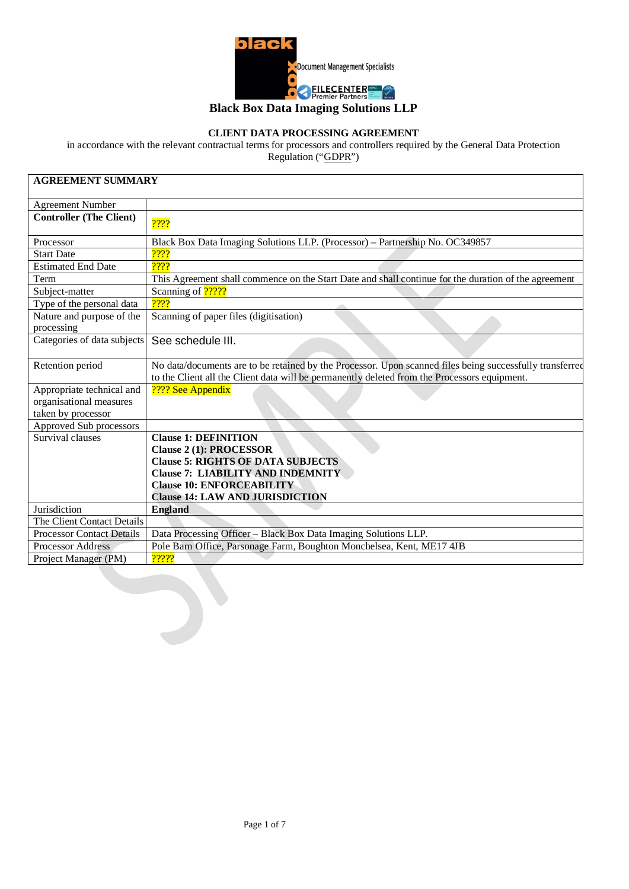# Black Box Data Imaging Solutions LLP

## CLIENT DATA PROCESSING AGREEMENT

in accordance with the relevant contractual terms for processors and controllers required by the General Data Protection Regulation ("GDPR")

| AGREEMENT SUMMARY | |
|---|---|
| Agreement Number | |
| **Controller (The Client)** | ???? |
| Processor | Black Box Data Imaging Solutions LLP. (Processor) – Partnership No. OC349857 |
| Start Date | ???? |
| Estimated End Date | ???? |
| Term | This Agreement shall commence on the Start Date and shall continue for the duration of the agreement |
| Subject-matter | Scanning of ????? |
| Type of the personal data | ???? |
| Nature and purpose of the processing | Scanning of paper files (digitisation) |
| Categories of data subjects | See schedule III. |
| Retention period | No data/documents are to be retained by the Processor. Upon scanned files being successfully transferred to the Client all the Client data will be permanently deleted from the Processors equipment. |
| Appropriate technical and organisational measures taken by processor | ???? See Appendix |
| Approved Sub processors | |
| Survival clauses | **Clause 1: DEFINITION**<br>**Clause 2 (1): PROCESSOR**<br>**Clause 5: RIGHTS OF DATA SUBJECTS**<br>**Clause 7: LIABILITY AND INDEMNITY**<br>**Clause 10: ENFORCEABILITY**<br>**Clause 14: LAW AND JURISDICTION** |
| Jurisdiction | **England** |
| The Client Contact Details | |
| Processor Contact Details | Data Processing Officer – Black Box Data Imaging Solutions LLP. |
| Processor Address | Pole Barn Office, Parsonage Farm, Boughton Monchelsea, Kent, ME17 4JB |
| Project Manager (PM) | ????? |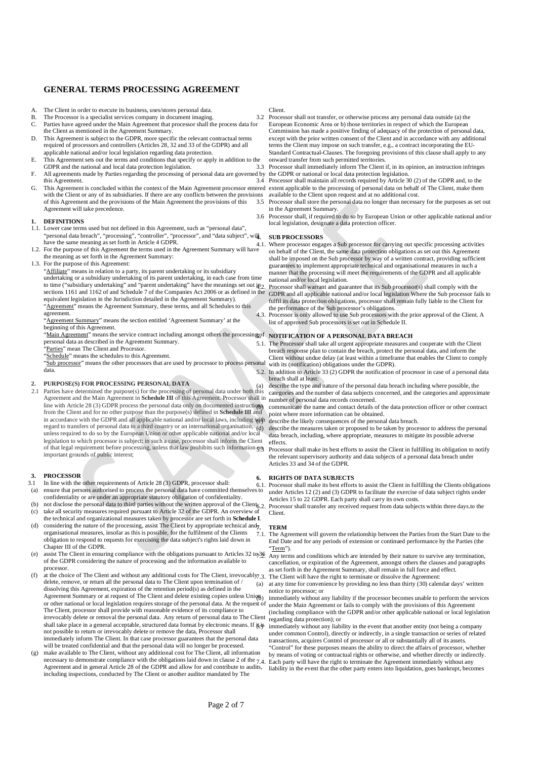# GENERAL TERMS PROCESSING AGREEMENT

A. The Client in order to execute its business, uses/stores personal data.
B. The Processor is a specialist services company in document imaging.
C. Parties have agreed under the Main Agreement that processor shall the process data for the Client as mentioned in the Agreement Summary.
D. This Agreement is subject to the GDPR, more specific the relevant contractual terms required of processors and controllers (Articles 28, 32 and 33 of the GDPR) and all applicable national and/or local legislation regarding data protection.
E. This Agreement sets out the terms and conditions that specify or apply in addition to the GDPR and the national and local data protection legislation.
F. All agreements made by Parties regarding the processing of personal data are governed by this Agreement.
G. This Agreement is concluded within the context of the Main Agreement processor entered with the Client or any of its subsidiaries. If there are any conflicts between the provisions of this Agreement and the provisions of the Main Agreement the provisions of this Agreement will take precedence.

## 1. DEFINITIONS

1.1. Lower case terms used but not defined in this Agreement, such as "personal data", "personal data breach", "processing", "controller", "processor", and "data subject", will have the same meaning as set forth in Article 4 GDPR.

1.2. For the purpose of this Agreement the terms used in the Agreement Summary will have the meaning as set forth in the Agreement Summary.

1.3. For the purpose of this Agreement:

"Affiliate" means in relation to a party, its parent undertaking or its subsidiary undertaking or a subsidiary undertaking of its parent undertaking, in each case from time to time ("subsidiary undertaking" and "parent undertaking" have the meanings set out in sections 1161 and 1162 of and Schedule 7 of the Companies Act 2006 or as defined in the equivalent legislation in the Jurisdiction detailed in the Agreement Summary).

"Agreement" means the Agreement Summary, these terms, and all Schedules to this agreement.

"Agreement Summary" means the section entitled 'Agreement Summary' at the beginning of this Agreement.

"Main Agreement" means the service contract including amongst others the processing of personal data as described in the Agreement Summary.

"Parties" mean The Client and Processor.

"Schedule" means the schedules to this Agreement.

"Sub processor" means the other processors that are used by processor to process personal data.

## 2. PURPOSE(S) FOR PROCESSING PERSONAL DATA

2.1 Parties have determined the purpose(s) for the processing of personal data under both this Agreement and the Main Agreement in **Schedule III** of this Agreement. Processor shall in line with Article 28 (3) GDPR process the personal data only on documented instructions from the Client and for no other purpose than the purpose(s) defined in **Schedule III** and in accordance with the GDPR and all applicable national and/or local laws, including with regard to transfers of personal data to a third country or an international organisation, unless required to do so by the European Union or other applicable national and/or local legislation to which processor is subject; in such a case, processor shall inform the Client of that legal requirement before processing, unless that law prohibits such information on important grounds of public interest;

## 3. PROCESSOR

3.1 In line with the other requirements of Article 28 (3) GDPR, processor shall:

(a) ensure that persons authorised to process the personal data have committed themselves to confidentiality or are under an appropriate statutory obligation of confidentiality.
(b) not disclose the personal data to third parties without the written approval of the Client.
(c) take all security measures required pursuant to Article 32 of the GDPR. An overview of the technical and organizational measures taken by processor are set forth in **Schedule I**.
(d) considering the nature of the processing, assist The Client by appropriate technical and organisational measures, insofar as this is possible, for the fulfilment of the Clients obligation to respond to requests for exercising the data subject's rights laid down in Chapter III of the GDPR.
(e) assist The Client in ensuring compliance with the obligations pursuant to Articles 32 to 36 of the GDPR considering the nature of processing and the information available to processor.
(f) at the choice of The Client and without any additional costs for The Client, irrevocably delete, remove, or return all the personal data to The Client upon termination of / dissolving this Agreement, expiration of the retention period(s) as defined in the Agreement Summary or at request of The Client and delete existing copies unless Union or other national or local legislation requires storage of the personal data. At the request of The Client, processor shall provide with reasonable evidence of its compliance to irrevocably delete or removal the personal data. Any return of personal data to The Client shall take place in a general acceptable, structured data format by electronic means. If it is not possible to return or irrevocably delete or remove the data, Processor shall immediately inform The Client. In that case processor guarantees that the personal data will be treated confidential and that the personal data will no longer be processed.
(g) make available to The Client, without any additional cost for The Client, all information necessary to demonstrate compliance with the obligations laid down in clause 2 of the Agreement and in general Article 28 of the GDPR and allow for and contribute to audits, including inspections, conducted by The Client or another auditor mandated by The Client.

3.2 Processor shall not transfer, or otherwise process any personal data outside (a) the European Economic Area or b) those territories in respect of which the European Commission has made a positive finding of adequacy of the protection of personal data, except with the prior written consent of the Client and in accordance with any additional terms the Client may impose on such transfer, e.g., a contract incorporating the EU-Standard Contractual-Clauses. The foregoing provisions of this clause shall apply to any onward transfer from such permitted territories.

3.3 Processor shall immediately inform The Client if, in its opinion, an instruction infringes the GDPR or national or local data protection legislation.

3.4 Processor shall maintain all records required by Article 30 (2) of the GDPR and, to the extent applicable to the processing of personal data on behalf of The Client, make them available to the Client upon request and at no additional cost.

3.5 Processor shall store the personal data no longer than necessary for the purposes as set out in the Agreement Summary.

3.6 Processor shall, if required to do so by European Union or other applicable national and/or local legislation, designate a data protection officer.

## 4. SUB PROCESSORS

4.1. Where processor engages a Sub processor for carrying out specific processing activities on behalf of the Client, the same data protection obligations as set out this Agreement shall be imposed on the Sub processor by way of a written contract, providing sufficient guarantees to implement appropriate technical and organisational measures in such a manner that the processing will meet the requirements of the GDPR and all applicable national and/or local legislation.

4.2. Processor shall warrant and guarantee that its Sub processor(s) shall comply with the GDPR and all applicable national and/or local legislation Where the Sub processor fails to fulfil its data protection obligations, processor shall remain fully liable to the Client for the performance of the Sub processor's obligations.

4.3. Processor is only allowed to use Sub processors with the prior approval of the Client. A list of approved Sub processors is set out in Schedule II.

## 5. NOTIFICATION OF A PERSONAL DATA BREACH

5.1. The Processor shall take all urgent appropriate measures and cooperate with the Client breach response plan to contain the breach, protect the personal data, and inform the Client without undue delay (at least within a timeframe that enables the Client to comply with its (notification) obligations under the GDPR).

5.2. In addition to Article 33 (2) GDPR the notification of processor in case of a personal data breach shall at least:

(a) describe the type and nature of the personal data breach including where possible, the categories and the number of data subjects concerned, and the categories and approximate number of personal data records concerned.
(b) communicate the name and contact details of the data protection officer or other contract point where more information can be obtained.
(c) describe the likely consequences of the personal data breach.
(d) describe the measures taken or proposed to be taken by processor to address the personal data breach, including, where appropriate, measures to mitigate its possible adverse effects.

5.3 Processor shall make its best efforts to assist the Client in fulfilling its obligation to notify the relevant supervisory authority and data subjects of a personal data breach under Articles 33 and 34 of the GDPR.

## 6. RIGHTS OF DATA SUBJECTS

6.1. Processor shall make its best efforts to assist the Client in fulfilling the Clients obligations under Articles 12 (2) and (3) GDPR to facilitate the exercise of data subject rights under Articles 15 to 22 GDPR. Each party shall carry its own costs.

6.2. Processor shall transfer any received request from data subjects within three days.to the Client.

## 7. TERM

7.1. The Agreement will govern the relationship between the Parties from the Start Date to the End Date and for any periods of extension or continued performance by the Parties (the "Term").

7.2. Any terms and conditions which are intended by their nature to survive any termination, cancellation, or expiration of the Agreement, amongst others the clauses and paragraphs as set forth in the Agreement Summary, shall remain in full force and effect.

7.3. The Client will have the right to terminate or dissolve the Agreement:

(a) at any time for convenience by providing no less than thirty (30) calendar days' written notice to processor; or
(b) immediately without any liability if the processor becomes unable to perform the services under the Main Agreement or fails to comply with the provisions of this Agreement (including compliance with the GDPR and/or other applicable national or local legislation regarding data protection); or
(c) immediately without any liability in the event that another entity (not being a company under common Control), directly or indirectly, in a single transaction or series of related transactions, acquires Control of processor or all or substantially all of its assets. "Control" for these purposes means the ability to direct the affairs of processor, whether by means of voting or contractual rights or otherwise, and whether directly or indirectly.

7.4. Each party will have the right to terminate the Agreement immediately without any liability in the event that the other party enters into liquidation, goes bankrupt, becomes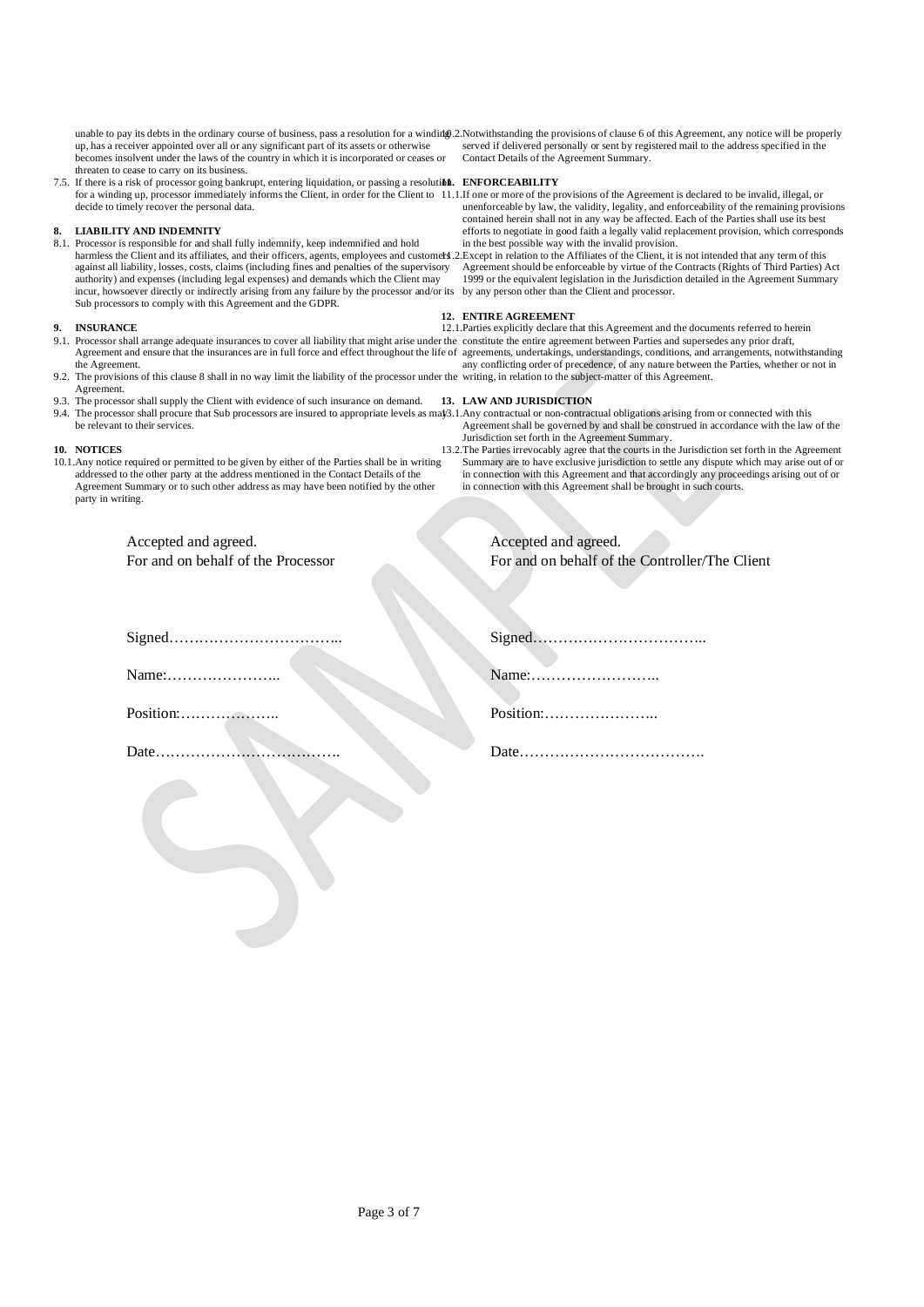unable to pay its debts in the ordinary course of business, pass a resolution for a winding up, has a receiver appointed over all or any significant part of its assets or otherwise becomes insolvent under the laws of the country in which it is incorporated or ceases or threaten to cease to carry on its business.

7.5. If there is a risk of processor going bankrupt, entering liquidation, or passing a resolution for a winding up, processor immediately informs the Client, in order for the Client to decide to timely recover the personal data.

**8. LIABILITY AND INDEMNITY**

8.1. Processor is responsible for and shall fully indemnify, keep indemnified and hold harmless the Client and its affiliates, and their officers, agents, employees and customers against all liability, losses, costs, claims (including fines and penalties of the supervisory authority) and expenses (including legal expenses) and demands which the Client may incur, howsoever directly or indirectly arising from any failure by the processor and/or its Sub processors to comply with this Agreement and the GDPR.

**9. INSURANCE**

9.1. Processor shall arrange adequate insurances to cover all liability that might arise under the Agreement and ensure that the insurances are in full force and effect throughout the life of the Agreement.

9.2. The provisions of this clause 8 shall in no way limit the liability of the processor under the Agreement.

9.3. The processor shall supply the Client with evidence of such insurance on demand.

9.4. The processor shall procure that Sub processors are insured to appropriate levels as may be relevant to their services.

**10. NOTICES**

10.1. Any notice required or permitted to be given by either of the Parties shall be in writing addressed to the other party at the address mentioned in the Contact Details of the Agreement Summary or to such other address as may have been notified by the other party in writing.

10.2. Notwithstanding the provisions of clause 6 of this Agreement, any notice will be properly served if delivered personally or sent by registered mail to the address specified in the Contact Details of the Agreement Summary.

**11. ENFORCEABILITY**

11.1. If one or more of the provisions of the Agreement is declared to be invalid, illegal, or unenforceable by law, the validity, legality, and enforceability of the remaining provisions contained herein shall not in any way be affected. Each of the Parties shall use its best efforts to negotiate in good faith a legally valid replacement provision, which corresponds in the best possible way with the invalid provision.

11.2. Except in relation to the Affiliates of the Client, it is not intended that any term of this Agreement should be enforceable by virtue of the Contracts (Rights of Third Parties) Act 1999 or the equivalent legislation in the Jurisdiction detailed in the Agreement Summary by any person other than the Client and processor.

**12. ENTIRE AGREEMENT**

12.1. Parties explicitly declare that this Agreement and the documents referred to herein constitute the entire agreement between Parties and supersedes any prior draft, agreements, undertakings, understandings, conditions, and arrangements, notwithstanding any conflicting order of precedence, of any nature between the Parties, whether or not in writing, in relation to the subject-matter of this Agreement.

**13. LAW AND JURISDICTION**

13.1. Any contractual or non-contractual obligations arising from or connected with this Agreement shall be governed by and shall be construed in accordance with the law of the Jurisdiction set forth in the Agreement Summary.

13.2. The Parties irrevocably agree that the courts in the Jurisdiction set forth in the Agreement Summary are to have exclusive jurisdiction to settle any dispute which may arise out of or in connection with this Agreement and that accordingly any proceedings arising out of or in connection with this Agreement shall be brought in such courts.

Accepted and agreed.
For and on behalf of the Processor

Signed……………………………..

Name:…………………..

Position:………………..

Date……………………………….

Accepted and agreed.
For and on behalf of the Controller/The Client

Signed……………………………..

Name:……………………..

Position:…………………..

Date……………………………….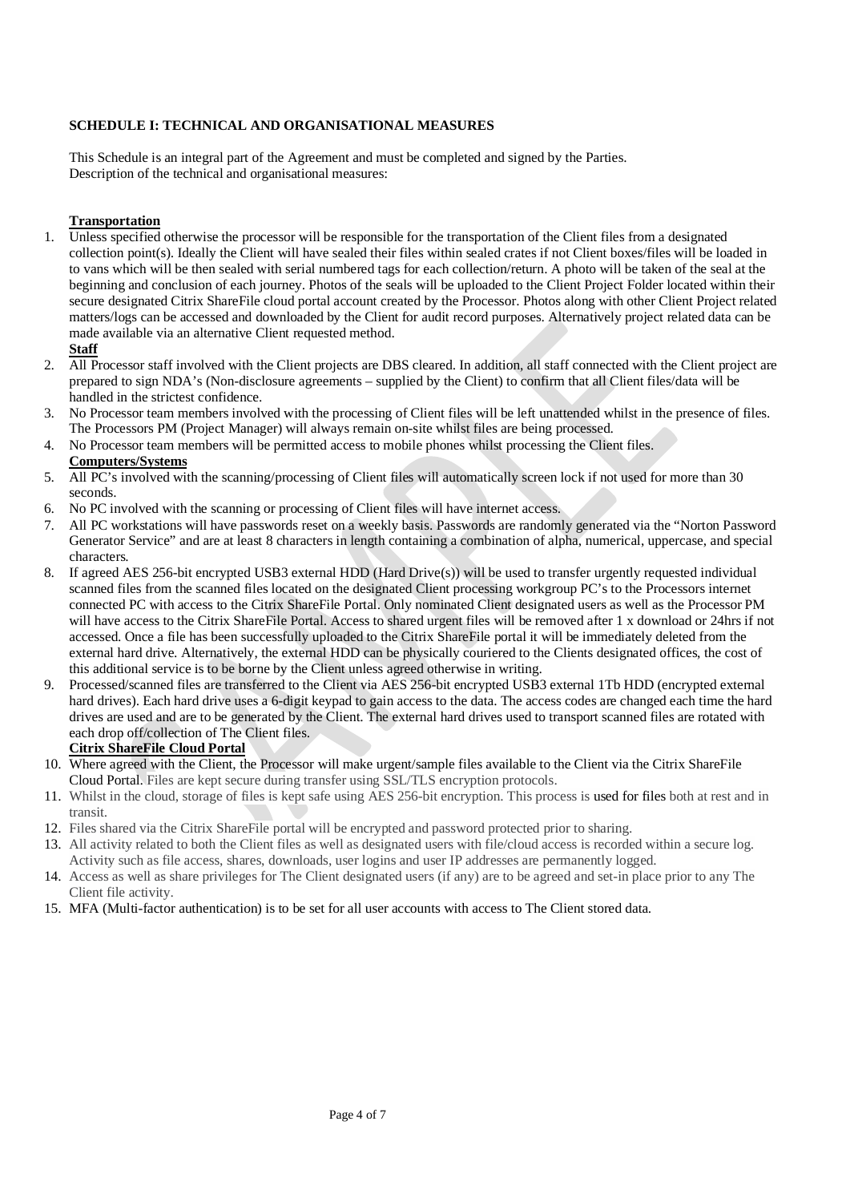## SCHEDULE I: TECHNICAL AND ORGANISATIONAL MEASURES

This Schedule is an integral part of the Agreement and must be completed and signed by the Parties.
Description of the technical and organisational measures:

**Transportation**

1. Unless specified otherwise the processor will be responsible for the transportation of the Client files from a designated collection point(s). Ideally the Client will have sealed their files within sealed crates if not Client boxes/files will be loaded in to vans which will be then sealed with serial numbered tags for each collection/return. A photo will be taken of the seal at the beginning and conclusion of each journey. Photos of the seals will be uploaded to the Client Project Folder located within their secure designated Citrix ShareFile cloud portal account created by the Processor. Photos along with other Client Project related matters/logs can be accessed and downloaded by the Client for audit record purposes. Alternatively project related data can be made available via an alternative Client requested method.

**Staff**

2. All Processor staff involved with the Client projects are DBS cleared. In addition, all staff connected with the Client project are prepared to sign NDA's (Non-disclosure agreements – supplied by the Client) to confirm that all Client files/data will be handled in the strictest confidence.
3. No Processor team members involved with the processing of Client files will be left unattended whilst in the presence of files. The Processors PM (Project Manager) will always remain on-site whilst files are being processed.
4. No Processor team members will be permitted access to mobile phones whilst processing the Client files.

**Computers/Systems**

5. All PC's involved with the scanning/processing of Client files will automatically screen lock if not used for more than 30 seconds.
6. No PC involved with the scanning or processing of Client files will have internet access.
7. All PC workstations will have passwords reset on a weekly basis. Passwords are randomly generated via the "Norton Password Generator Service" and are at least 8 characters in length containing a combination of alpha, numerical, uppercase, and special characters.
8. If agreed AES 256-bit encrypted USB3 external HDD (Hard Drive(s)) will be used to transfer urgently requested individual scanned files from the scanned files located on the designated Client processing workgroup PC's to the Processors internet connected PC with access to the Citrix ShareFile Portal. Only nominated Client designated users as well as the Processor PM will have access to the Citrix ShareFile Portal. Access to shared urgent files will be removed after 1 x download or 24hrs if not accessed. Once a file has been successfully uploaded to the Citrix ShareFile portal it will be immediately deleted from the external hard drive. Alternatively, the external HDD can be physically couriered to the Clients designated offices, the cost of this additional service is to be borne by the Client unless agreed otherwise in writing.
9. Processed/scanned files are transferred to the Client via AES 256-bit encrypted USB3 external 1Tb HDD (encrypted external hard drives). Each hard drive uses a 6-digit keypad to gain access to the data. The access codes are changed each time the hard drives are used and are to be generated by the Client. The external hard drives used to transport scanned files are rotated with each drop off/collection of The Client files.

**Citrix ShareFile Cloud Portal**

10. Where agreed with the Client, the Processor will make urgent/sample files available to the Client via the Citrix ShareFile Cloud Portal. Files are kept secure during transfer using SSL/TLS encryption protocols.
11. Whilst in the cloud, storage of files is kept safe using AES 256-bit encryption. This process is used for files both at rest and in transit.
12. Files shared via the Citrix ShareFile portal will be encrypted and password protected prior to sharing.
13. All activity related to both the Client files as well as designated users with file/cloud access is recorded within a secure log. Activity such as file access, shares, downloads, user logins and user IP addresses are permanently logged.
14. Access as well as share privileges for The Client designated users (if any) are to be agreed and set-in place prior to any The Client file activity.
15. MFA (Multi-factor authentication) is to be set for all user accounts with access to The Client stored data.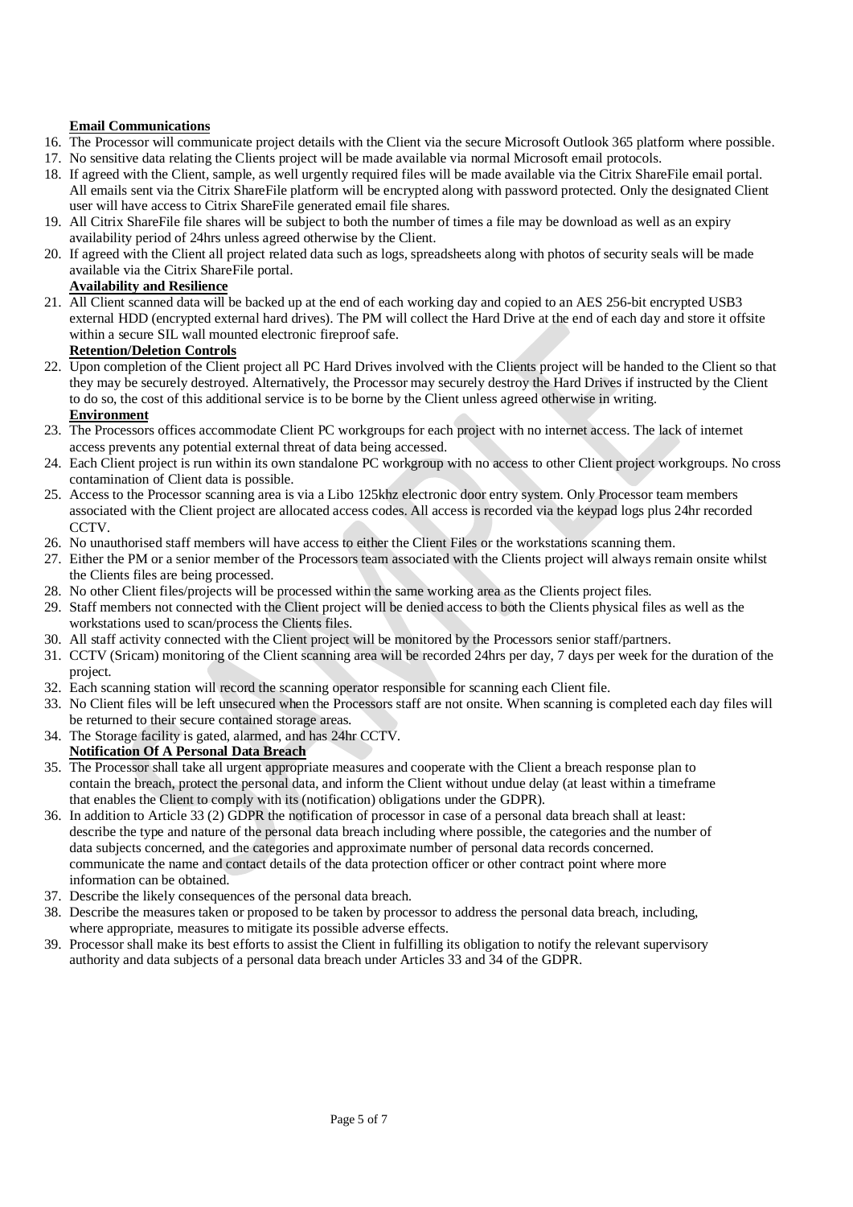**Email Communications**

16. The Processor will communicate project details with the Client via the secure Microsoft Outlook 365 platform where possible.
17. No sensitive data relating the Clients project will be made available via normal Microsoft email protocols.
18. If agreed with the Client, sample, as well urgently required files will be made available via the Citrix ShareFile email portal. All emails sent via the Citrix ShareFile platform will be encrypted along with password protected. Only the designated Client user will have access to Citrix ShareFile generated email file shares.
19. All Citrix ShareFile file shares will be subject to both the number of times a file may be download as well as an expiry availability period of 24hrs unless agreed otherwise by the Client.
20. If agreed with the Client all project related data such as logs, spreadsheets along with photos of security seals will be made available via the Citrix ShareFile portal.

**Availability and Resilience**

21. All Client scanned data will be backed up at the end of each working day and copied to an AES 256-bit encrypted USB3 external HDD (encrypted external hard drives). The PM will collect the Hard Drive at the end of each day and store it offsite within a secure SIL wall mounted electronic fireproof safe.

**Retention/Deletion Controls**

22. Upon completion of the Client project all PC Hard Drives involved with the Clients project will be handed to the Client so that they may be securely destroyed. Alternatively, the Processor may securely destroy the Hard Drives if instructed by the Client to do so, the cost of this additional service is to be borne by the Client unless agreed otherwise in writing.

**Environment**

23. The Processors offices accommodate Client PC workgroups for each project with no internet access. The lack of internet access prevents any potential external threat of data being accessed.
24. Each Client project is run within its own standalone PC workgroup with no access to other Client project workgroups. No cross contamination of Client data is possible.
25. Access to the Processor scanning area is via a Libo 125khz electronic door entry system. Only Processor team members associated with the Client project are allocated access codes. All access is recorded via the keypad logs plus 24hr recorded CCTV.
26. No unauthorised staff members will have access to either the Client Files or the workstations scanning them.
27. Either the PM or a senior member of the Processors team associated with the Clients project will always remain onsite whilst the Clients files are being processed.
28. No other Client files/projects will be processed within the same working area as the Clients project files.
29. Staff members not connected with the Client project will be denied access to both the Clients physical files as well as the workstations used to scan/process the Clients files.
30. All staff activity connected with the Client project will be monitored by the Processors senior staff/partners.
31. CCTV (Sricam) monitoring of the Client scanning area will be recorded 24hrs per day, 7 days per week for the duration of the project.
32. Each scanning station will record the scanning operator responsible for scanning each Client file.
33. No Client files will be left unsecured when the Processors staff are not onsite. When scanning is completed each day files will be returned to their secure contained storage areas.
34. The Storage facility is gated, alarmed, and has 24hr CCTV.

**Notification Of A Personal Data Breach**

35. The Processor shall take all urgent appropriate measures and cooperate with the Client a breach response plan to contain the breach, protect the personal data, and inform the Client without undue delay (at least within a timeframe that enables the Client to comply with its (notification) obligations under the GDPR).
36. In addition to Article 33 (2) GDPR the notification of processor in case of a personal data breach shall at least: describe the type and nature of the personal data breach including where possible, the categories and the number of data subjects concerned, and the categories and approximate number of personal data records concerned. communicate the name and contact details of the data protection officer or other contract point where more information can be obtained.
37. Describe the likely consequences of the personal data breach.
38. Describe the measures taken or proposed to be taken by processor to address the personal data breach, including, where appropriate, measures to mitigate its possible adverse effects.
39. Processor shall make its best efforts to assist the Client in fulfilling its obligation to notify the relevant supervisory authority and data subjects of a personal data breach under Articles 33 and 34 of the GDPR.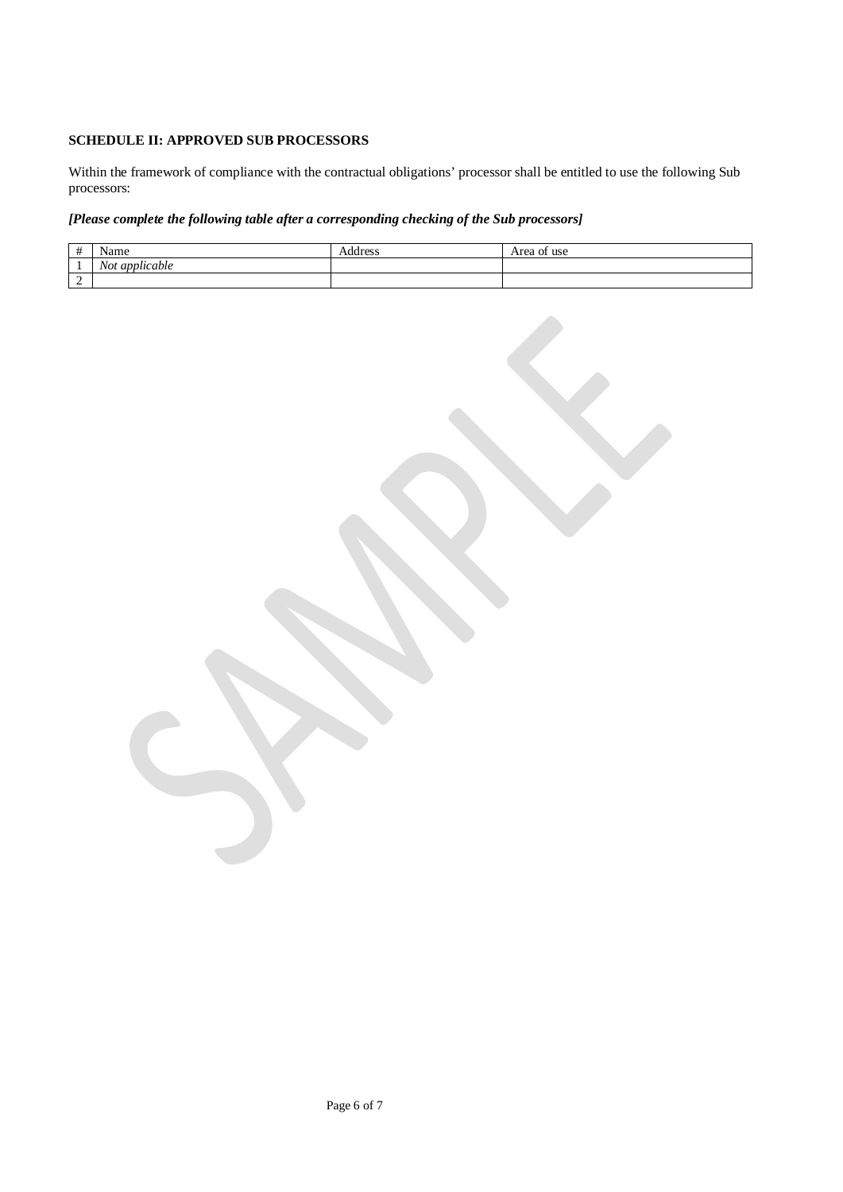**SCHEDULE II: APPROVED SUB PROCESSORS**

Within the framework of compliance with the contractual obligations' processor shall be entitled to use the following Sub processors:

***[Please complete the following table after a corresponding checking of the Sub processors]***

| # | Name | Address | Area of use |
|---|---|---|---|
| 1 | *Not applicable* | | |
| 2 | | | |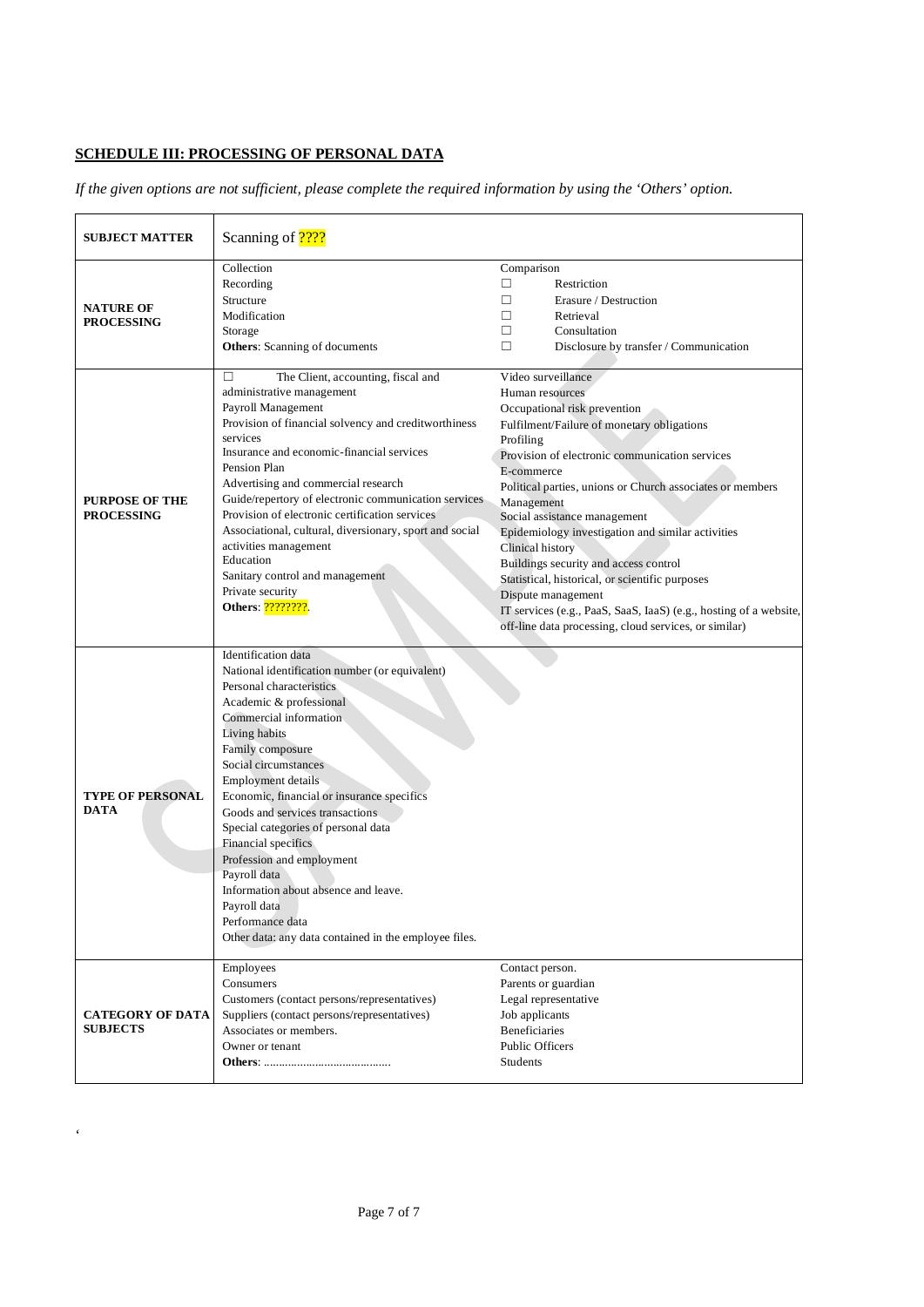## SCHEDULE III: PROCESSING OF PERSONAL DATA

*If the given options are not sufficient, please complete the required information by using the 'Others' option.*

| | | |
|---|---|---|
| **SUBJECT MATTER** | Scanning of ???? | |
| **NATURE OF PROCESSING** | Collection<br>Recording<br>Structure<br>Modification<br>Storage<br>**Others**: Scanning of documents | Comparison<br>☐ Restriction<br>☐ Erasure / Destruction<br>☐ Retrieval<br>☐ Consultation<br>☐ Disclosure by transfer / Communication |
| **PURPOSE OF THE PROCESSING** | ☐ The Client, accounting, fiscal and administrative management<br>Payroll Management<br>Provision of financial solvency and creditworthiness services<br>Insurance and economic-financial services<br>Pension Plan<br>Advertising and commercial research<br>Guide/repertory of electronic communication services<br>Provision of electronic certification services<br>Associational, cultural, diversionary, sport and social activities management<br>Education<br>Sanitary control and management<br>Private security<br>**Others**: ????????. | Video surveillance<br>Human resources<br>Occupational risk prevention<br>Fulfilment/Failure of monetary obligations<br>Profiling<br>Provision of electronic communication services<br>E-commerce<br>Political parties, unions or Church associates or members Management<br>Social assistance management<br>Epidemiology investigation and similar activities<br>Clinical history<br>Buildings security and access control<br>Statistical, historical, or scientific purposes<br>Dispute management<br>IT services (e.g., PaaS, SaaS, IaaS) (e.g., hosting of a website, off-line data processing, cloud services, or similar) |
| **TYPE OF PERSONAL DATA** | Identification data<br>National identification number (or equivalent)<br>Personal characteristics<br>Academic & professional<br>Commercial information<br>Living habits<br>Family composure<br>Social circumstances<br>Employment details<br>Economic, financial or insurance specifics<br>Goods and services transactions<br>Special categories of personal data<br>Financial specifics<br>Profession and employment<br>Payroll data<br>Information about absence and leave.<br>Payroll data<br>Performance data<br>Other data: any data contained in the employee files. | |
| **CATEGORY OF DATA SUBJECTS** | Employees<br>Consumers<br>Customers (contact persons/representatives)<br>Suppliers (contact persons/representatives)<br>Associates or members.<br>Owner or tenant<br>**Others**: ........................................ | Contact person.<br>Parents or guardian<br>Legal representative<br>Job applicants<br>Beneficiaries<br>Public Officers<br>Students |